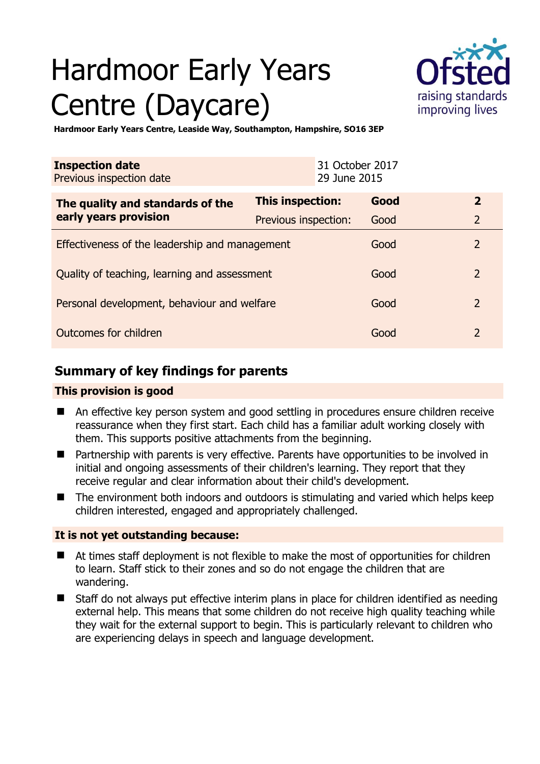# Hardmoor Early Years Centre (Daycare)

**Hardmoor Early Years Centre, Leaside Way, Southampton, Hampshire, SO16 3EP**

| **Inspection date** | 31 October 2017 |
| --- | --- |
| Previous inspection date | 29 June 2015 |

| **The quality and standards of the early years provision** | **This inspection:** | **Good** | **2** |
| --- | --- | --- | --- |
| | Previous inspection: | Good | 2 |
| Effectiveness of the leadership and management | | Good | 2 |
| Quality of teaching, learning and assessment | | Good | 2 |
| Personal development, behaviour and welfare | | Good | 2 |
| Outcomes for children | | Good | 2 |

## Summary of key findings for parents

### This provision is good

- An effective key person system and good settling in procedures ensure children receive reassurance when they first start. Each child has a familiar adult working closely with them. This supports positive attachments from the beginning.
- Partnership with parents is very effective. Parents have opportunities to be involved in initial and ongoing assessments of their children's learning. They report that they receive regular and clear information about their child's development.
- The environment both indoors and outdoors is stimulating and varied which helps keep children interested, engaged and appropriately challenged.

### It is not yet outstanding because:

- At times staff deployment is not flexible to make the most of opportunities for children to learn. Staff stick to their zones and so do not engage the children that are wandering.
- Staff do not always put effective interim plans in place for children identified as needing external help. This means that some children do not receive high quality teaching while they wait for the external support to begin. This is particularly relevant to children who are experiencing delays in speech and language development.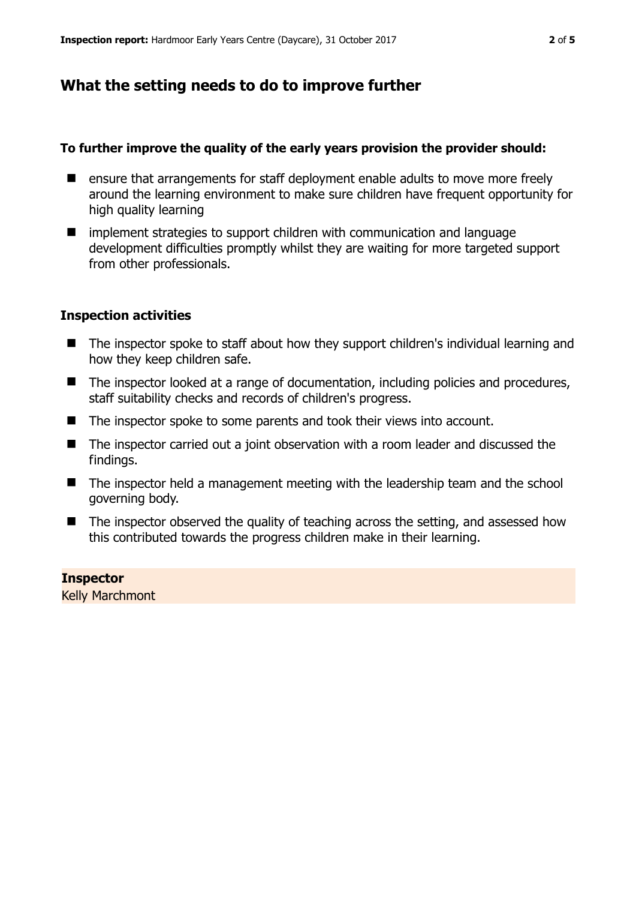## What the setting needs to do to improve further

**To further improve the quality of the early years provision the provider should:**

- ensure that arrangements for staff deployment enable adults to move more freely around the learning environment to make sure children have frequent opportunity for high quality learning
- implement strategies to support children with communication and language development difficulties promptly whilst they are waiting for more targeted support from other professionals.

### Inspection activities

- The inspector spoke to staff about how they support children's individual learning and how they keep children safe.
- The inspector looked at a range of documentation, including policies and procedures, staff suitability checks and records of children's progress.
- The inspector spoke to some parents and took their views into account.
- The inspector carried out a joint observation with a room leader and discussed the findings.
- The inspector held a management meeting with the leadership team and the school governing body.
- The inspector observed the quality of teaching across the setting, and assessed how this contributed towards the progress children make in their learning.

**Inspector**
Kelly Marchmont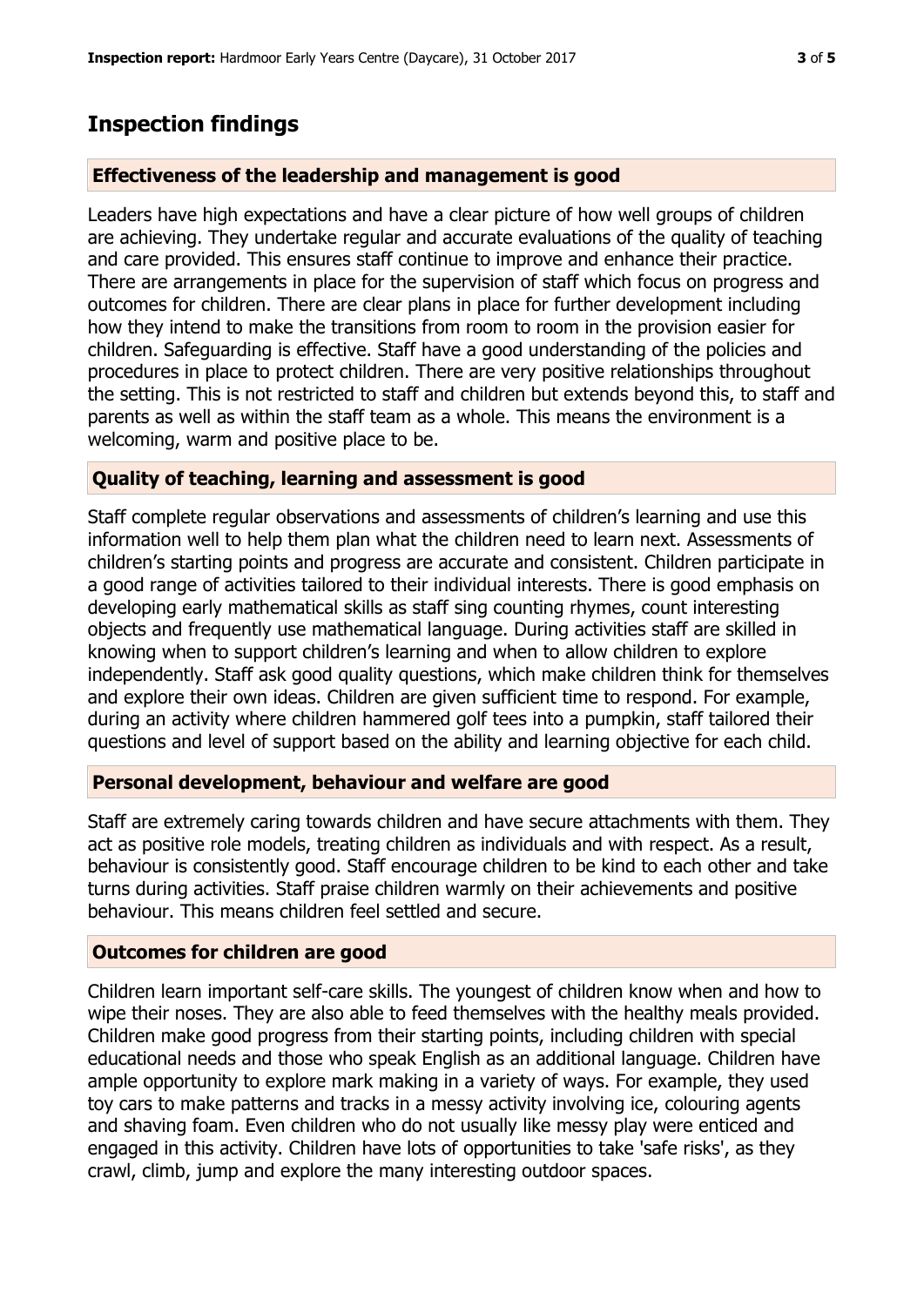## Inspection findings

### Effectiveness of the leadership and management is good

Leaders have high expectations and have a clear picture of how well groups of children are achieving. They undertake regular and accurate evaluations of the quality of teaching and care provided. This ensures staff continue to improve and enhance their practice. There are arrangements in place for the supervision of staff which focus on progress and outcomes for children. There are clear plans in place for further development including how they intend to make the transitions from room to room in the provision easier for children. Safeguarding is effective. Staff have a good understanding of the policies and procedures in place to protect children. There are very positive relationships throughout the setting. This is not restricted to staff and children but extends beyond this, to staff and parents as well as within the staff team as a whole. This means the environment is a welcoming, warm and positive place to be.

### Quality of teaching, learning and assessment is good

Staff complete regular observations and assessments of children's learning and use this information well to help them plan what the children need to learn next. Assessments of children's starting points and progress are accurate and consistent. Children participate in a good range of activities tailored to their individual interests. There is good emphasis on developing early mathematical skills as staff sing counting rhymes, count interesting objects and frequently use mathematical language. During activities staff are skilled in knowing when to support children's learning and when to allow children to explore independently. Staff ask good quality questions, which make children think for themselves and explore their own ideas. Children are given sufficient time to respond. For example, during an activity where children hammered golf tees into a pumpkin, staff tailored their questions and level of support based on the ability and learning objective for each child.

### Personal development, behaviour and welfare are good

Staff are extremely caring towards children and have secure attachments with them. They act as positive role models, treating children as individuals and with respect. As a result, behaviour is consistently good. Staff encourage children to be kind to each other and take turns during activities. Staff praise children warmly on their achievements and positive behaviour. This means children feel settled and secure.

### Outcomes for children are good

Children learn important self-care skills. The youngest of children know when and how to wipe their noses. They are also able to feed themselves with the healthy meals provided. Children make good progress from their starting points, including children with special educational needs and those who speak English as an additional language. Children have ample opportunity to explore mark making in a variety of ways. For example, they used toy cars to make patterns and tracks in a messy activity involving ice, colouring agents and shaving foam. Even children who do not usually like messy play were enticed and engaged in this activity. Children have lots of opportunities to take 'safe risks', as they crawl, climb, jump and explore the many interesting outdoor spaces.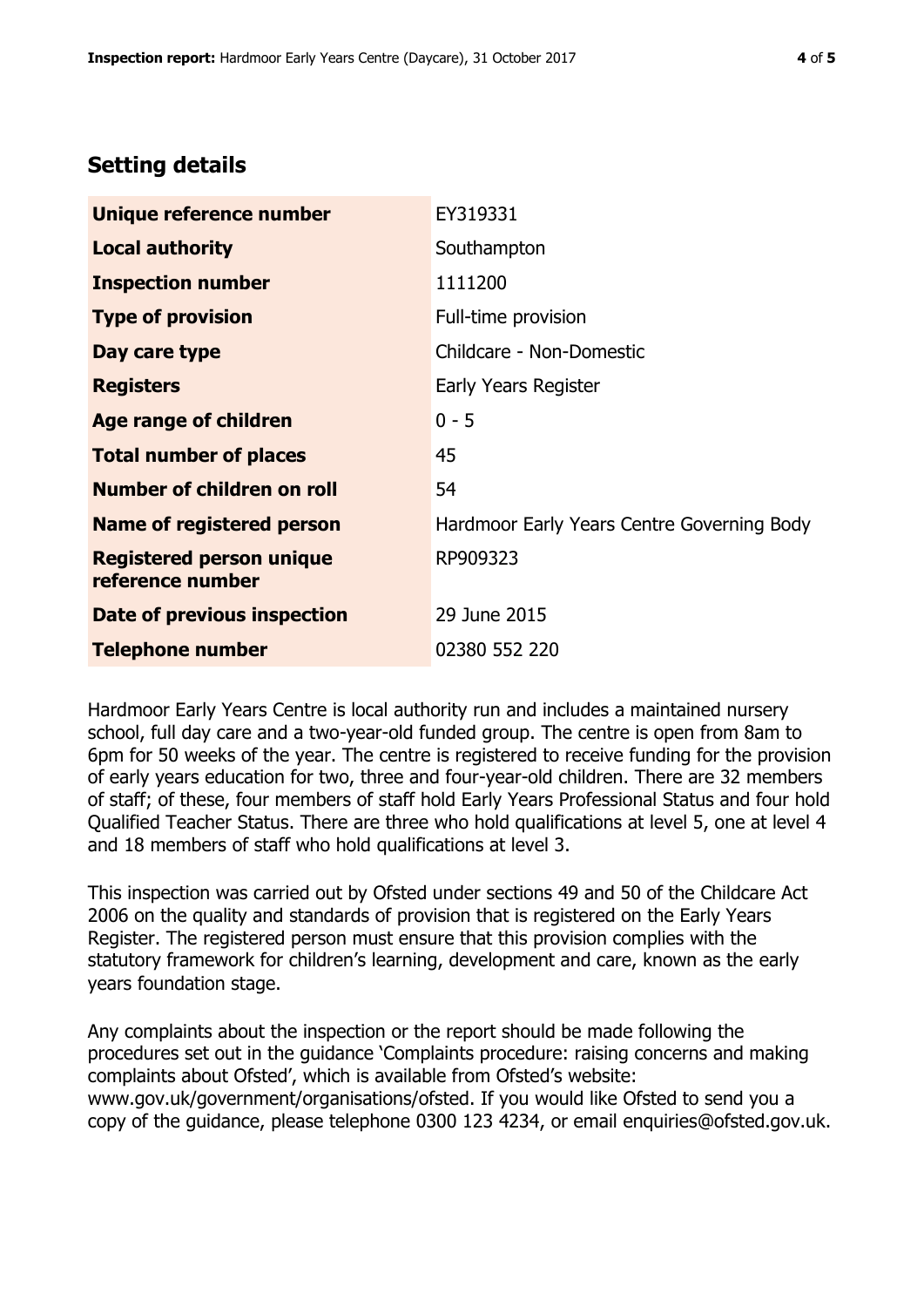## Setting details

| | |
|---|---|
| **Unique reference number** | EY319331 |
| **Local authority** | Southampton |
| **Inspection number** | 1111200 |
| **Type of provision** | Full-time provision |
| **Day care type** | Childcare - Non-Domestic |
| **Registers** | Early Years Register |
| **Age range of children** | 0 - 5 |
| **Total number of places** | 45 |
| **Number of children on roll** | 54 |
| **Name of registered person** | Hardmoor Early Years Centre Governing Body |
| **Registered person unique reference number** | RP909323 |
| **Date of previous inspection** | 29 June 2015 |
| **Telephone number** | 02380 552 220 |

Hardmoor Early Years Centre is local authority run and includes a maintained nursery school, full day care and a two-year-old funded group. The centre is open from 8am to 6pm for 50 weeks of the year. The centre is registered to receive funding for the provision of early years education for two, three and four-year-old children. There are 32 members of staff; of these, four members of staff hold Early Years Professional Status and four hold Qualified Teacher Status. There are three who hold qualifications at level 5, one at level 4 and 18 members of staff who hold qualifications at level 3.

This inspection was carried out by Ofsted under sections 49 and 50 of the Childcare Act 2006 on the quality and standards of provision that is registered on the Early Years Register. The registered person must ensure that this provision complies with the statutory framework for children's learning, development and care, known as the early years foundation stage.

Any complaints about the inspection or the report should be made following the procedures set out in the guidance 'Complaints procedure: raising concerns and making complaints about Ofsted', which is available from Ofsted's website: www.gov.uk/government/organisations/ofsted. If you would like Ofsted to send you a copy of the guidance, please telephone 0300 123 4234, or email enquiries@ofsted.gov.uk.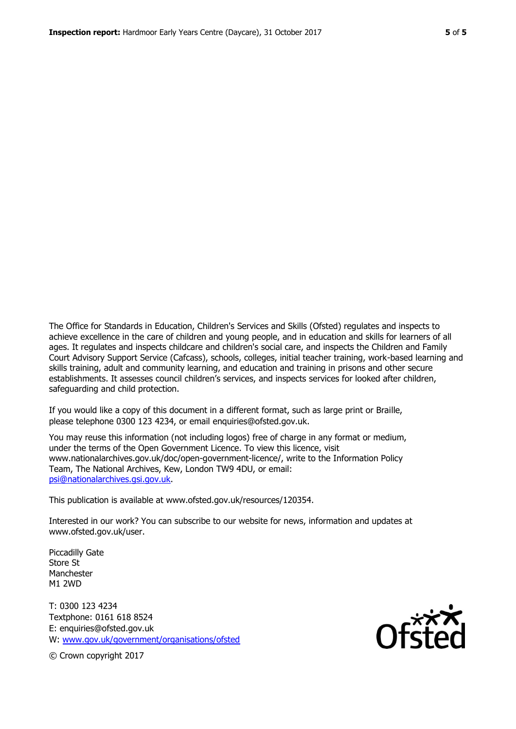The Office for Standards in Education, Children's Services and Skills (Ofsted) regulates and inspects to achieve excellence in the care of children and young people, and in education and skills for learners of all ages. It regulates and inspects childcare and children's social care, and inspects the Children and Family Court Advisory Support Service (Cafcass), schools, colleges, initial teacher training, work-based learning and skills training, adult and community learning, and education and training in prisons and other secure establishments. It assesses council children's services, and inspects services for looked after children, safeguarding and child protection.

If you would like a copy of this document in a different format, such as large print or Braille, please telephone 0300 123 4234, or email enquiries@ofsted.gov.uk.

You may reuse this information (not including logos) free of charge in any format or medium, under the terms of the Open Government Licence. To view this licence, visit www.nationalarchives.gov.uk/doc/open-government-licence/, write to the Information Policy Team, The National Archives, Kew, London TW9 4DU, or email: psi@nationalarchives.gsi.gov.uk.

This publication is available at www.ofsted.gov.uk/resources/120354.

Interested in our work? You can subscribe to our website for news, information and updates at www.ofsted.gov.uk/user.

Piccadilly Gate
Store St
Manchester
M1 2WD

T: 0300 123 4234
Textphone: 0161 618 8524
E: enquiries@ofsted.gov.uk
W: www.gov.uk/government/organisations/ofsted

© Crown copyright 2017